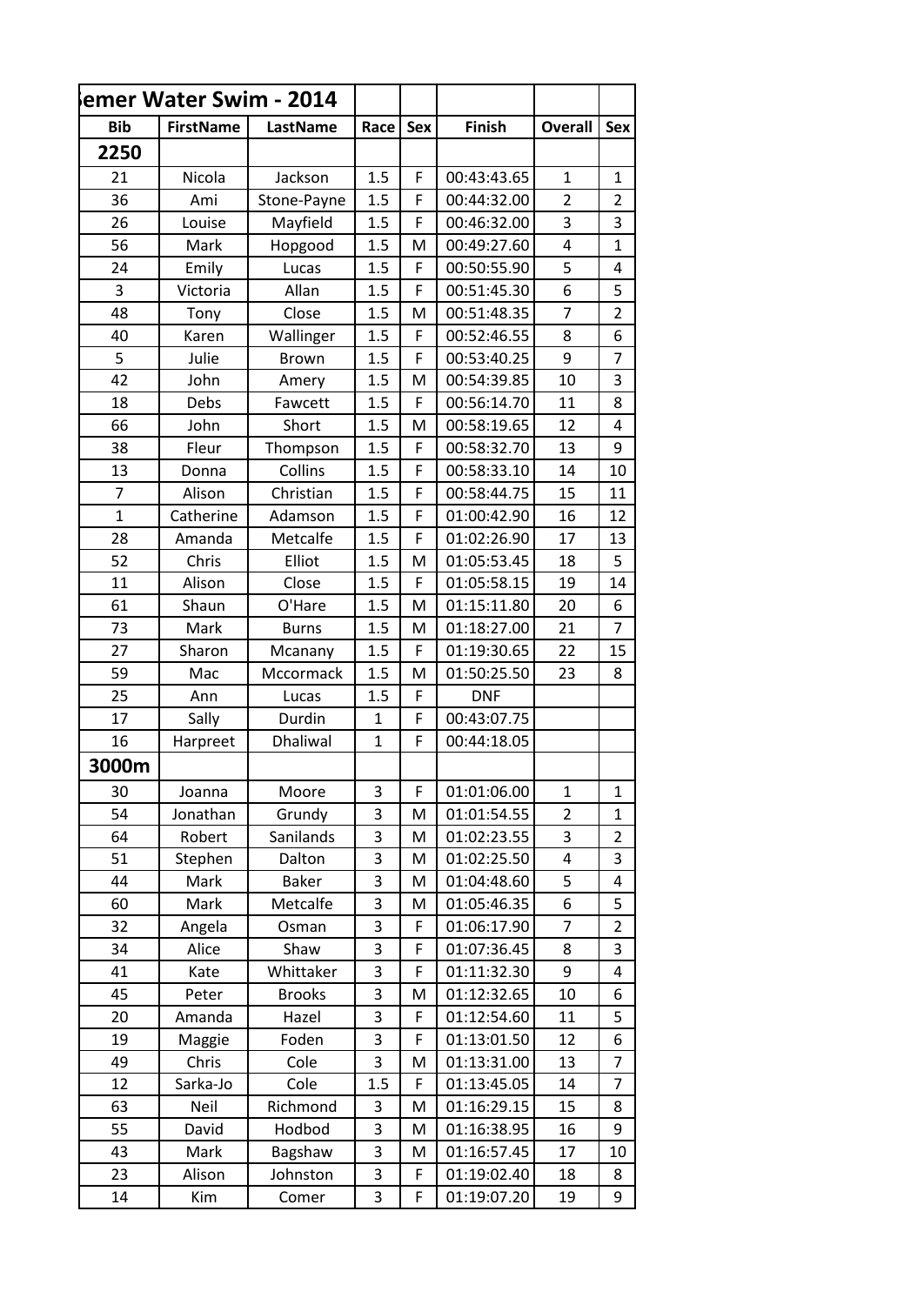| ›emer Water Swim - 2014 | | | | | | | |
|---|---|---|---|---|---|---|---|
| **Bib** | **FirstName** | **LastName** | **Race** | **Sex** | **Finish** | **Overall** | **Sex** |
| **2250** | | | | | | | |
| 21 | Nicola | Jackson | 1.5 | F | 00:43:43.65 | 1 | 1 |
| 36 | Ami | Stone-Payne | 1.5 | F | 00:44:32.00 | 2 | 2 |
| 26 | Louise | Mayfield | 1.5 | F | 00:46:32.00 | 3 | 3 |
| 56 | Mark | Hopgood | 1.5 | M | 00:49:27.60 | 4 | 1 |
| 24 | Emily | Lucas | 1.5 | F | 00:50:55.90 | 5 | 4 |
| 3 | Victoria | Allan | 1.5 | F | 00:51:45.30 | 6 | 5 |
| 48 | Tony | Close | 1.5 | M | 00:51:48.35 | 7 | 2 |
| 40 | Karen | Wallinger | 1.5 | F | 00:52:46.55 | 8 | 6 |
| 5 | Julie | Brown | 1.5 | F | 00:53:40.25 | 9 | 7 |
| 42 | John | Amery | 1.5 | M | 00:54:39.85 | 10 | 3 |
| 18 | Debs | Fawcett | 1.5 | F | 00:56:14.70 | 11 | 8 |
| 66 | John | Short | 1.5 | M | 00:58:19.65 | 12 | 4 |
| 38 | Fleur | Thompson | 1.5 | F | 00:58:32.70 | 13 | 9 |
| 13 | Donna | Collins | 1.5 | F | 00:58:33.10 | 14 | 10 |
| 7 | Alison | Christian | 1.5 | F | 00:58:44.75 | 15 | 11 |
| 1 | Catherine | Adamson | 1.5 | F | 01:00:42.90 | 16 | 12 |
| 28 | Amanda | Metcalfe | 1.5 | F | 01:02:26.90 | 17 | 13 |
| 52 | Chris | Elliot | 1.5 | M | 01:05:53.45 | 18 | 5 |
| 11 | Alison | Close | 1.5 | F | 01:05:58.15 | 19 | 14 |
| 61 | Shaun | O'Hare | 1.5 | M | 01:15:11.80 | 20 | 6 |
| 73 | Mark | Burns | 1.5 | M | 01:18:27.00 | 21 | 7 |
| 27 | Sharon | Mcanany | 1.5 | F | 01:19:30.65 | 22 | 15 |
| 59 | Mac | Mccormack | 1.5 | M | 01:50:25.50 | 23 | 8 |
| 25 | Ann | Lucas | 1.5 | F | DNF | | |
| 17 | Sally | Durdin | 1 | F | 00:43:07.75 | | |
| 16 | Harpreet | Dhaliwal | 1 | F | 00:44:18.05 | | |
| **3000m** | | | | | | | |
| 30 | Joanna | Moore | 3 | F | 01:01:06.00 | 1 | 1 |
| 54 | Jonathan | Grundy | 3 | M | 01:01:54.55 | 2 | 1 |
| 64 | Robert | Sanilands | 3 | M | 01:02:23.55 | 3 | 2 |
| 51 | Stephen | Dalton | 3 | M | 01:02:25.50 | 4 | 3 |
| 44 | Mark | Baker | 3 | M | 01:04:48.60 | 5 | 4 |
| 60 | Mark | Metcalfe | 3 | M | 01:05:46.35 | 6 | 5 |
| 32 | Angela | Osman | 3 | F | 01:06:17.90 | 7 | 2 |
| 34 | Alice | Shaw | 3 | F | 01:07:36.45 | 8 | 3 |
| 41 | Kate | Whittaker | 3 | F | 01:11:32.30 | 9 | 4 |
| 45 | Peter | Brooks | 3 | M | 01:12:32.65 | 10 | 6 |
| 20 | Amanda | Hazel | 3 | F | 01:12:54.60 | 11 | 5 |
| 19 | Maggie | Foden | 3 | F | 01:13:01.50 | 12 | 6 |
| 49 | Chris | Cole | 3 | M | 01:13:31.00 | 13 | 7 |
| 12 | Sarka-Jo | Cole | 1.5 | F | 01:13:45.05 | 14 | 7 |
| 63 | Neil | Richmond | 3 | M | 01:16:29.15 | 15 | 8 |
| 55 | David | Hodbod | 3 | M | 01:16:38.95 | 16 | 9 |
| 43 | Mark | Bagshaw | 3 | M | 01:16:57.45 | 17 | 10 |
| 23 | Alison | Johnston | 3 | F | 01:19:02.40 | 18 | 8 |
| 14 | Kim | Comer | 3 | F | 01:19:07.20 | 19 | 9 |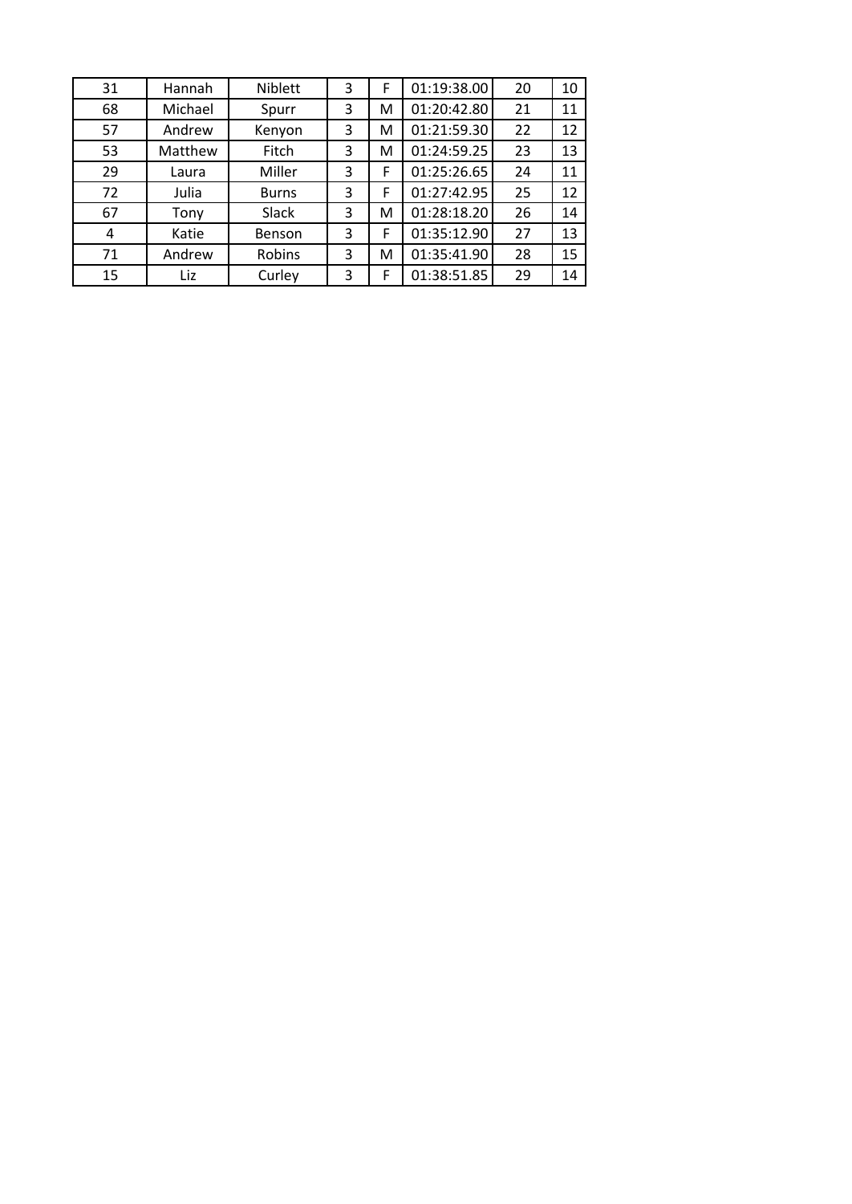| | | | | | | | |
|---|---|---|---|---|---|---|---|
| 31 | Hannah | Niblett | 3 | F | 01:19:38.00 | 20 | 10 |
| 68 | Michael | Spurr | 3 | M | 01:20:42.80 | 21 | 11 |
| 57 | Andrew | Kenyon | 3 | M | 01:21:59.30 | 22 | 12 |
| 53 | Matthew | Fitch | 3 | M | 01:24:59.25 | 23 | 13 |
| 29 | Laura | Miller | 3 | F | 01:25:26.65 | 24 | 11 |
| 72 | Julia | Burns | 3 | F | 01:27:42.95 | 25 | 12 |
| 67 | Tony | Slack | 3 | M | 01:28:18.20 | 26 | 14 |
| 4 | Katie | Benson | 3 | F | 01:35:12.90 | 27 | 13 |
| 71 | Andrew | Robins | 3 | M | 01:35:41.90 | 28 | 15 |
| 15 | Liz | Curley | 3 | F | 01:38:51.85 | 29 | 14 |